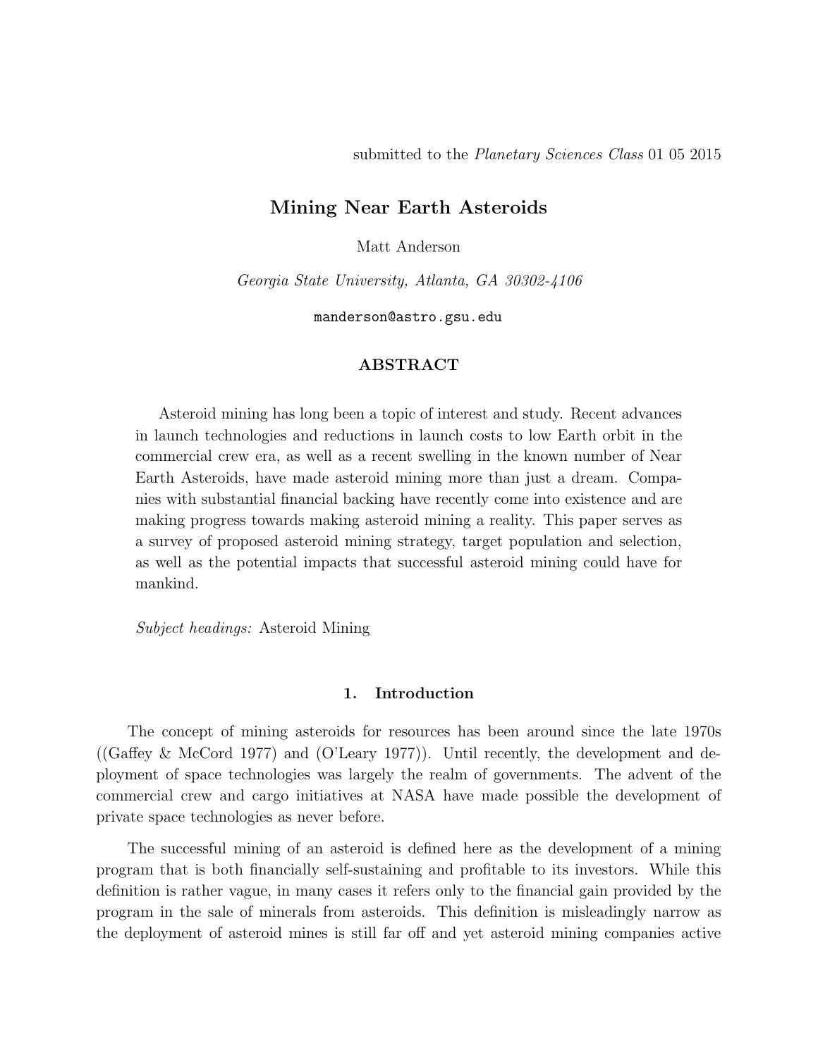submitted to the *Planetary Sciences Class* 01 05 2015

# Mining Near Earth Asteroids

Matt Anderson

*Georgia State University, Atlanta, GA 30302-4106*

`manderson@astro.gsu.edu`

## ABSTRACT

Asteroid mining has long been a topic of interest and study. Recent advances in launch technologies and reductions in launch costs to low Earth orbit in the commercial crew era, as well as a recent swelling in the known number of Near Earth Asteroids, have made asteroid mining more than just a dream. Companies with substantial financial backing have recently come into existence and are making progress towards making asteroid mining a reality. This paper serves as a survey of proposed asteroid mining strategy, target population and selection, as well as the potential impacts that successful asteroid mining could have for mankind.

*Subject headings:* Asteroid Mining

## 1. Introduction

The concept of mining asteroids for resources has been around since the late 1970s ((Gaffey & McCord 1977) and (O'Leary 1977)). Until recently, the development and deployment of space technologies was largely the realm of governments. The advent of the commercial crew and cargo initiatives at NASA have made possible the development of private space technologies as never before.

The successful mining of an asteroid is defined here as the development of a mining program that is both financially self-sustaining and profitable to its investors. While this definition is rather vague, in many cases it refers only to the financial gain provided by the program in the sale of minerals from asteroids. This definition is misleadingly narrow as the deployment of asteroid mines is still far off and yet asteroid mining companies active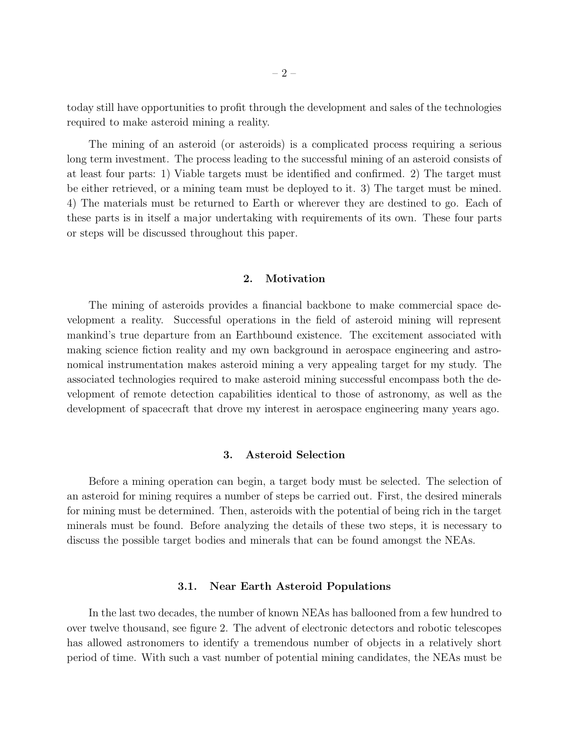today still have opportunities to profit through the development and sales of the technologies required to make asteroid mining a reality.

The mining of an asteroid (or asteroids) is a complicated process requiring a serious long term investment. The process leading to the successful mining of an asteroid consists of at least four parts: 1) Viable targets must be identified and confirmed. 2) The target must be either retrieved, or a mining team must be deployed to it. 3) The target must be mined. 4) The materials must be returned to Earth or wherever they are destined to go. Each of these parts is in itself a major undertaking with requirements of its own. These four parts or steps will be discussed throughout this paper.

## 2. Motivation

The mining of asteroids provides a financial backbone to make commercial space development a reality. Successful operations in the field of asteroid mining will represent mankind's true departure from an Earthbound existence. The excitement associated with making science fiction reality and my own background in aerospace engineering and astronomical instrumentation makes asteroid mining a very appealing target for my study. The associated technologies required to make asteroid mining successful encompass both the development of remote detection capabilities identical to those of astronomy, as well as the development of spacecraft that drove my interest in aerospace engineering many years ago.

## 3. Asteroid Selection

Before a mining operation can begin, a target body must be selected. The selection of an asteroid for mining requires a number of steps be carried out. First, the desired minerals for mining must be determined. Then, asteroids with the potential of being rich in the target minerals must be found. Before analyzing the details of these two steps, it is necessary to discuss the possible target bodies and minerals that can be found amongst the NEAs.

### 3.1. Near Earth Asteroid Populations

In the last two decades, the number of known NEAs has ballooned from a few hundred to over twelve thousand, see figure 2. The advent of electronic detectors and robotic telescopes has allowed astronomers to identify a tremendous number of objects in a relatively short period of time. With such a vast number of potential mining candidates, the NEAs must be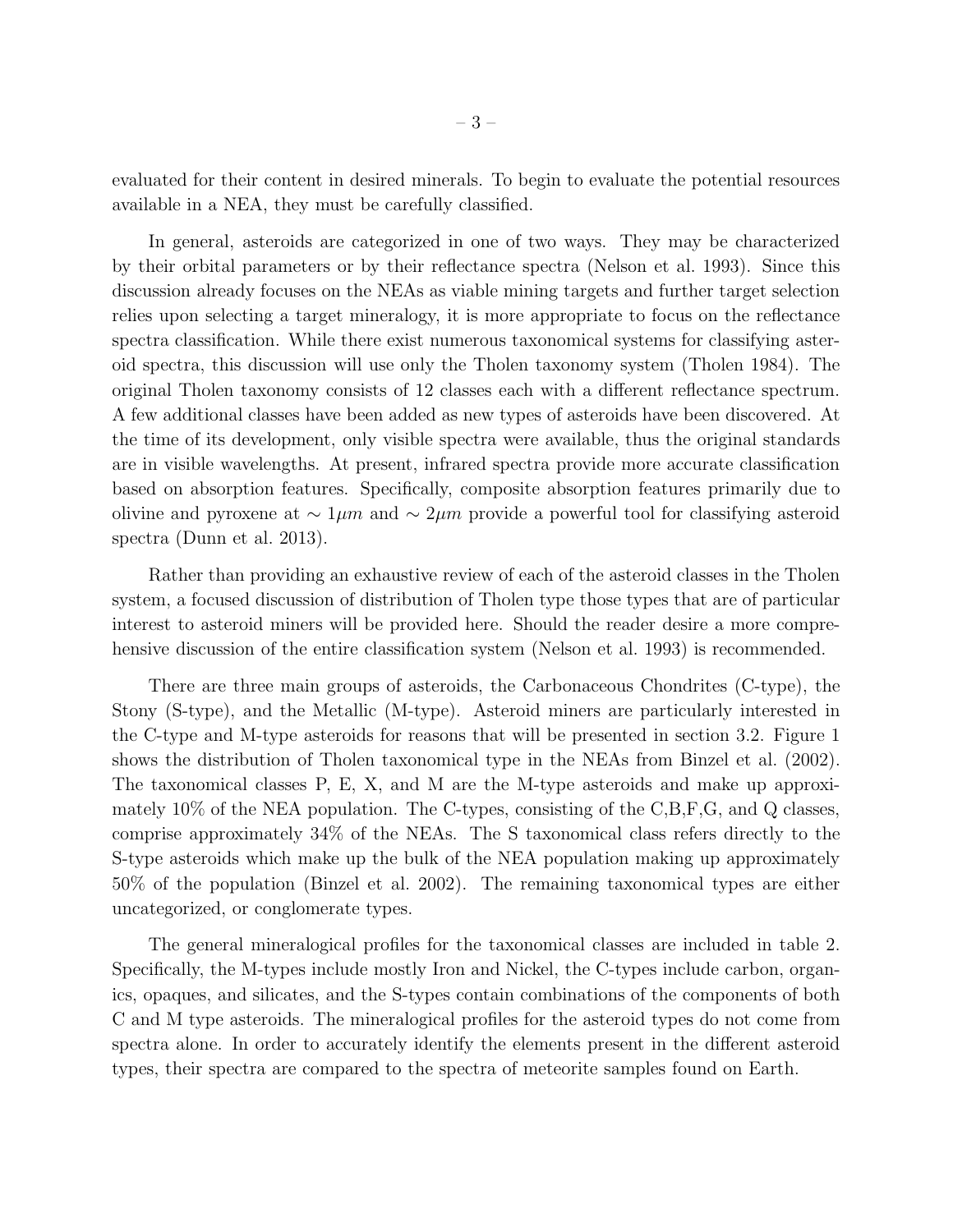evaluated for their content in desired minerals. To begin to evaluate the potential resources available in a NEA, they must be carefully classified.

In general, asteroids are categorized in one of two ways. They may be characterized by their orbital parameters or by their reflectance spectra (Nelson et al. 1993). Since this discussion already focuses on the NEAs as viable mining targets and further target selection relies upon selecting a target mineralogy, it is more appropriate to focus on the reflectance spectra classification. While there exist numerous taxonomical systems for classifying asteroid spectra, this discussion will use only the Tholen taxonomy system (Tholen 1984). The original Tholen taxonomy consists of 12 classes each with a different reflectance spectrum. A few additional classes have been added as new types of asteroids have been discovered. At the time of its development, only visible spectra were available, thus the original standards are in visible wavelengths. At present, infrared spectra provide more accurate classification based on absorption features. Specifically, composite absorption features primarily due to olivine and pyroxene at $\sim 1\mu m$ and $\sim 2\mu m$ provide a powerful tool for classifying asteroid spectra (Dunn et al. 2013).

Rather than providing an exhaustive review of each of the asteroid classes in the Tholen system, a focused discussion of distribution of Tholen type those types that are of particular interest to asteroid miners will be provided here. Should the reader desire a more comprehensive discussion of the entire classification system (Nelson et al. 1993) is recommended.

There are three main groups of asteroids, the Carbonaceous Chondrites (C-type), the Stony (S-type), and the Metallic (M-type). Asteroid miners are particularly interested in the C-type and M-type asteroids for reasons that will be presented in section 3.2. Figure 1 shows the distribution of Tholen taxonomical type in the NEAs from Binzel et al. (2002). The taxonomical classes P, E, X, and M are the M-type asteroids and make up approximately 10% of the NEA population. The C-types, consisting of the C,B,F,G, and Q classes, comprise approximately 34% of the NEAs. The S taxonomical class refers directly to the S-type asteroids which make up the bulk of the NEA population making up approximately 50% of the population (Binzel et al. 2002). The remaining taxonomical types are either uncategorized, or conglomerate types.

The general mineralogical profiles for the taxonomical classes are included in table 2. Specifically, the M-types include mostly Iron and Nickel, the C-types include carbon, organics, opaques, and silicates, and the S-types contain combinations of the components of both C and M type asteroids. The mineralogical profiles for the asteroid types do not come from spectra alone. In order to accurately identify the elements present in the different asteroid types, their spectra are compared to the spectra of meteorite samples found on Earth.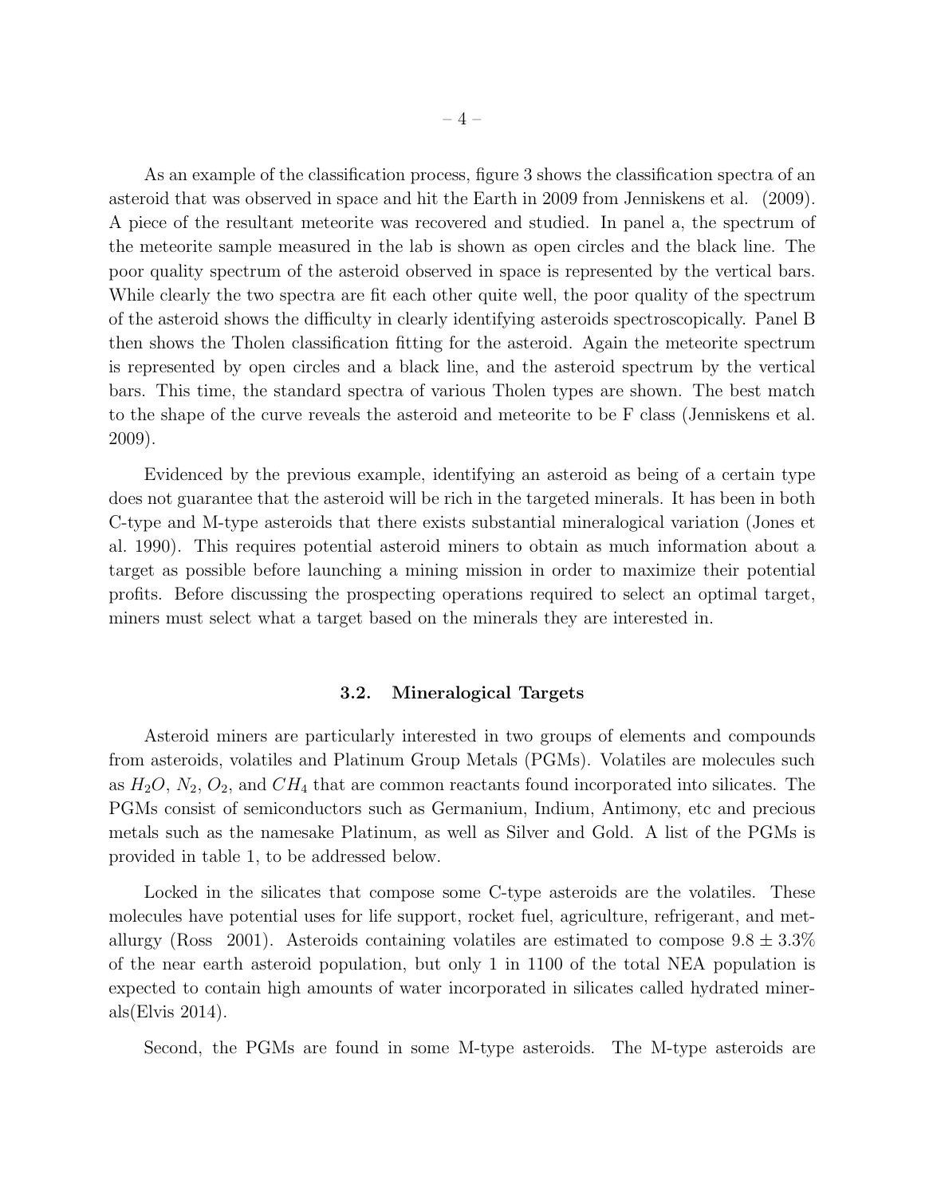As an example of the classification process, figure 3 shows the classification spectra of an asteroid that was observed in space and hit the Earth in 2009 from Jenniskens et al. (2009). A piece of the resultant meteorite was recovered and studied. In panel a, the spectrum of the meteorite sample measured in the lab is shown as open circles and the black line. The poor quality spectrum of the asteroid observed in space is represented by the vertical bars. While clearly the two spectra are fit each other quite well, the poor quality of the spectrum of the asteroid shows the difficulty in clearly identifying asteroids spectroscopically. Panel B then shows the Tholen classification fitting for the asteroid. Again the meteorite spectrum is represented by open circles and a black line, and the asteroid spectrum by the vertical bars. This time, the standard spectra of various Tholen types are shown. The best match to the shape of the curve reveals the asteroid and meteorite to be F class (Jenniskens et al. 2009).

Evidenced by the previous example, identifying an asteroid as being of a certain type does not guarantee that the asteroid will be rich in the targeted minerals. It has been in both C-type and M-type asteroids that there exists substantial mineralogical variation (Jones et al. 1990). This requires potential asteroid miners to obtain as much information about a target as possible before launching a mining mission in order to maximize their potential profits. Before discussing the prospecting operations required to select an optimal target, miners must select what a target based on the minerals they are interested in.

### 3.2. Mineralogical Targets

Asteroid miners are particularly interested in two groups of elements and compounds from asteroids, volatiles and Platinum Group Metals (PGMs). Volatiles are molecules such as $H_2O$, $N_2$, $O_2$, and $CH_4$ that are common reactants found incorporated into silicates. The PGMs consist of semiconductors such as Germanium, Indium, Antimony, etc and precious metals such as the namesake Platinum, as well as Silver and Gold. A list of the PGMs is provided in table 1, to be addressed below.

Locked in the silicates that compose some C-type asteroids are the volatiles. These molecules have potential uses for life support, rocket fuel, agriculture, refrigerant, and metallurgy (Ross 2001). Asteroids containing volatiles are estimated to compose $9.8 \pm 3.3\%$ of the near earth asteroid population, but only 1 in 1100 of the total NEA population is expected to contain high amounts of water incorporated in silicates called hydrated minerals(Elvis 2014).

Second, the PGMs are found in some M-type asteroids. The M-type asteroids are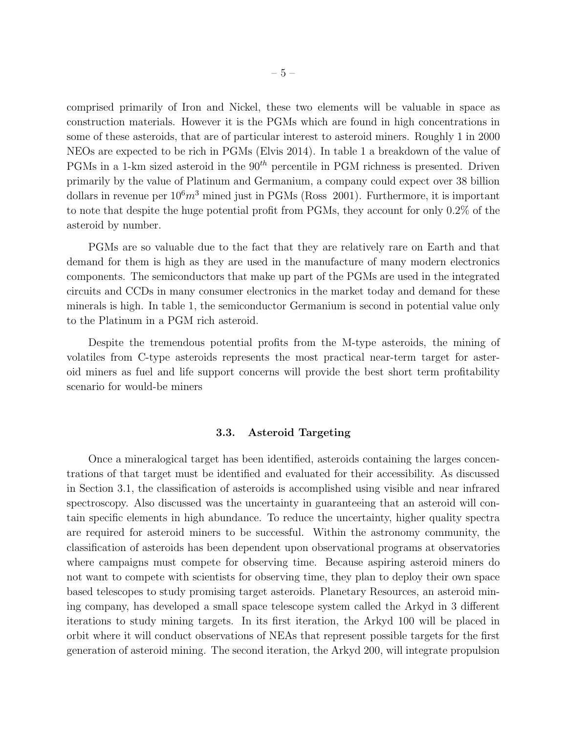comprised primarily of Iron and Nickel, these two elements will be valuable in space as construction materials. However it is the PGMs which are found in high concentrations in some of these asteroids, that are of particular interest to asteroid miners. Roughly 1 in 2000 NEOs are expected to be rich in PGMs (Elvis 2014). In table 1 a breakdown of the value of PGMs in a 1-km sized asteroid in the $90^{th}$ percentile in PGM richness is presented. Driven primarily by the value of Platinum and Germanium, a company could expect over 38 billion dollars in revenue per $10^6 m^3$ mined just in PGMs (Ross 2001). Furthermore, it is important to note that despite the huge potential profit from PGMs, they account for only 0.2% of the asteroid by number.

PGMs are so valuable due to the fact that they are relatively rare on Earth and that demand for them is high as they are used in the manufacture of many modern electronics components. The semiconductors that make up part of the PGMs are used in the integrated circuits and CCDs in many consumer electronics in the market today and demand for these minerals is high. In table 1, the semiconductor Germanium is second in potential value only to the Platinum in a PGM rich asteroid.

Despite the tremendous potential profits from the M-type asteroids, the mining of volatiles from C-type asteroids represents the most practical near-term target for asteroid miners as fuel and life support concerns will provide the best short term profitability scenario for would-be miners

### 3.3. Asteroid Targeting

Once a mineralogical target has been identified, asteroids containing the larges concentrations of that target must be identified and evaluated for their accessibility. As discussed in Section 3.1, the classification of asteroids is accomplished using visible and near infrared spectroscopy. Also discussed was the uncertainty in guaranteeing that an asteroid will contain specific elements in high abundance. To reduce the uncertainty, higher quality spectra are required for asteroid miners to be successful. Within the astronomy community, the classification of asteroids has been dependent upon observational programs at observatories where campaigns must compete for observing time. Because aspiring asteroid miners do not want to compete with scientists for observing time, they plan to deploy their own space based telescopes to study promising target asteroids. Planetary Resources, an asteroid mining company, has developed a small space telescope system called the Arkyd in 3 different iterations to study mining targets. In its first iteration, the Arkyd 100 will be placed in orbit where it will conduct observations of NEAs that represent possible targets for the first generation of asteroid mining. The second iteration, the Arkyd 200, will integrate propulsion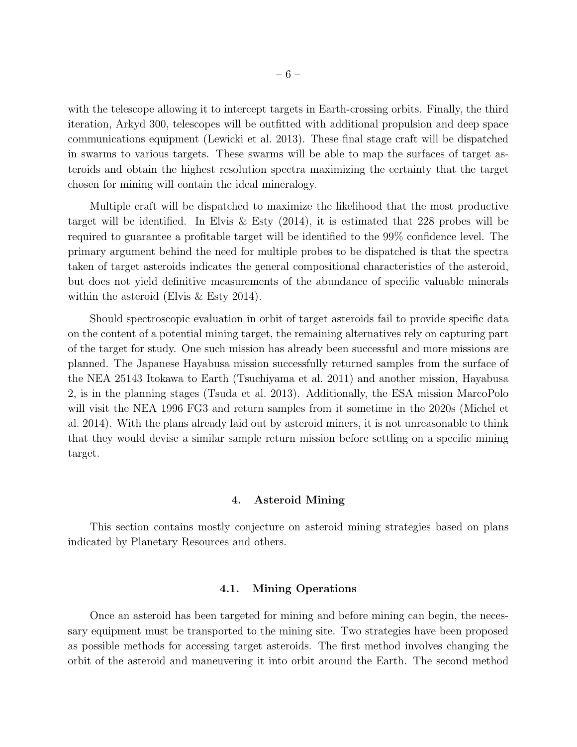with the telescope allowing it to intercept targets in Earth-crossing orbits. Finally, the third iteration, Arkyd 300, telescopes will be outfitted with additional propulsion and deep space communications equipment (Lewicki et al. 2013). These final stage craft will be dispatched in swarms to various targets. These swarms will be able to map the surfaces of target asteroids and obtain the highest resolution spectra maximizing the certainty that the target chosen for mining will contain the ideal mineralogy.

Multiple craft will be dispatched to maximize the likelihood that the most productive target will be identified. In Elvis & Esty (2014), it is estimated that 228 probes will be required to guarantee a profitable target will be identified to the 99% confidence level. The primary argument behind the need for multiple probes to be dispatched is that the spectra taken of target asteroids indicates the general compositional characteristics of the asteroid, but does not yield definitive measurements of the abundance of specific valuable minerals within the asteroid (Elvis & Esty 2014).

Should spectroscopic evaluation in orbit of target asteroids fail to provide specific data on the content of a potential mining target, the remaining alternatives rely on capturing part of the target for study. One such mission has already been successful and more missions are planned. The Japanese Hayabusa mission successfully returned samples from the surface of the NEA 25143 Itokawa to Earth (Tsuchiyama et al. 2011) and another mission, Hayabusa 2, is in the planning stages (Tsuda et al. 2013). Additionally, the ESA mission MarcoPolo will visit the NEA 1996 FG3 and return samples from it sometime in the 2020s (Michel et al. 2014). With the plans already laid out by asteroid miners, it is not unreasonable to think that they would devise a similar sample return mission before settling on a specific mining target.

## 4. Asteroid Mining

This section contains mostly conjecture on asteroid mining strategies based on plans indicated by Planetary Resources and others.

### 4.1. Mining Operations

Once an asteroid has been targeted for mining and before mining can begin, the necessary equipment must be transported to the mining site. Two strategies have been proposed as possible methods for accessing target asteroids. The first method involves changing the orbit of the asteroid and maneuvering it into orbit around the Earth. The second method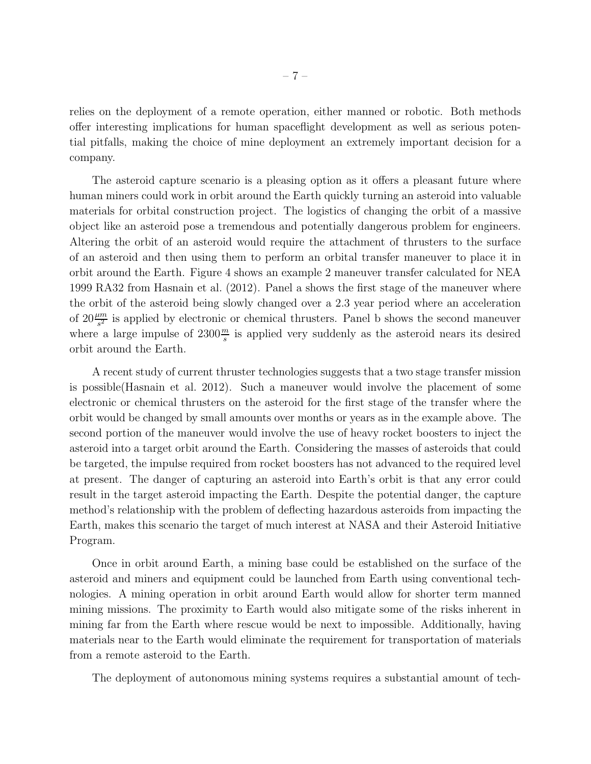relies on the deployment of a remote operation, either manned or robotic. Both methods offer interesting implications for human spaceflight development as well as serious potential pitfalls, making the choice of mine deployment an extremely important decision for a company.

The asteroid capture scenario is a pleasing option as it offers a pleasant future where human miners could work in orbit around the Earth quickly turning an asteroid into valuable materials for orbital construction project. The logistics of changing the orbit of a massive object like an asteroid pose a tremendous and potentially dangerous problem for engineers. Altering the orbit of an asteroid would require the attachment of thrusters to the surface of an asteroid and then using them to perform an orbital transfer maneuver to place it in orbit around the Earth. Figure 4 shows an example 2 maneuver transfer calculated for NEA 1999 RA32 from Hasnain et al. (2012). Panel a shows the first stage of the maneuver where the orbit of the asteroid being slowly changed over a 2.3 year period where an acceleration of $20\frac{\mu m}{s^2}$ is applied by electronic or chemical thrusters. Panel b shows the second maneuver where a large impulse of $2300\frac{m}{s}$ is applied very suddenly as the asteroid nears its desired orbit around the Earth.

A recent study of current thruster technologies suggests that a two stage transfer mission is possible(Hasnain et al. 2012). Such a maneuver would involve the placement of some electronic or chemical thrusters on the asteroid for the first stage of the transfer where the orbit would be changed by small amounts over months or years as in the example above. The second portion of the maneuver would involve the use of heavy rocket boosters to inject the asteroid into a target orbit around the Earth. Considering the masses of asteroids that could be targeted, the impulse required from rocket boosters has not advanced to the required level at present. The danger of capturing an asteroid into Earth's orbit is that any error could result in the target asteroid impacting the Earth. Despite the potential danger, the capture method's relationship with the problem of deflecting hazardous asteroids from impacting the Earth, makes this scenario the target of much interest at NASA and their Asteroid Initiative Program.

Once in orbit around Earth, a mining base could be established on the surface of the asteroid and miners and equipment could be launched from Earth using conventional technologies. A mining operation in orbit around Earth would allow for shorter term manned mining missions. The proximity to Earth would also mitigate some of the risks inherent in mining far from the Earth where rescue would be next to impossible. Additionally, having materials near to the Earth would eliminate the requirement for transportation of materials from a remote asteroid to the Earth.

The deployment of autonomous mining systems requires a substantial amount of tech-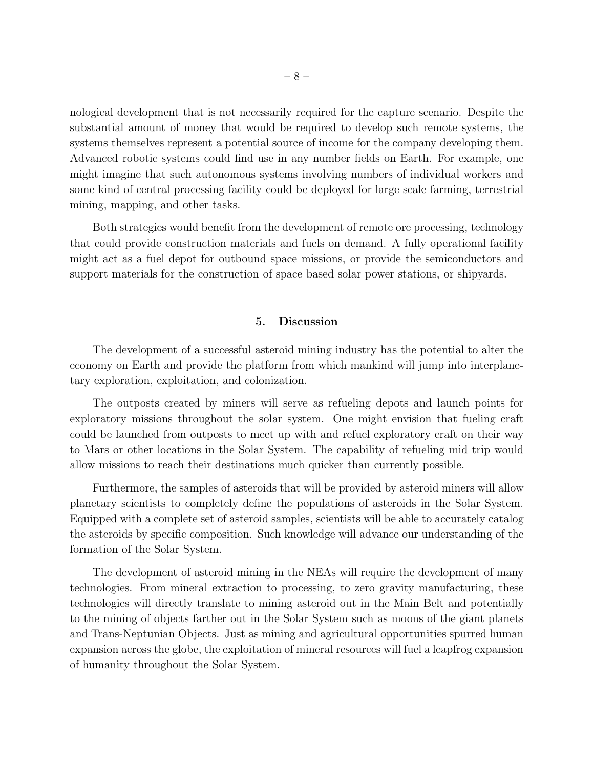nological development that is not necessarily required for the capture scenario. Despite the substantial amount of money that would be required to develop such remote systems, the systems themselves represent a potential source of income for the company developing them. Advanced robotic systems could find use in any number fields on Earth. For example, one might imagine that such autonomous systems involving numbers of individual workers and some kind of central processing facility could be deployed for large scale farming, terrestrial mining, mapping, and other tasks.

Both strategies would benefit from the development of remote ore processing, technology that could provide construction materials and fuels on demand. A fully operational facility might act as a fuel depot for outbound space missions, or provide the semiconductors and support materials for the construction of space based solar power stations, or shipyards.

## 5. Discussion

The development of a successful asteroid mining industry has the potential to alter the economy on Earth and provide the platform from which mankind will jump into interplanetary exploration, exploitation, and colonization.

The outposts created by miners will serve as refueling depots and launch points for exploratory missions throughout the solar system. One might envision that fueling craft could be launched from outposts to meet up with and refuel exploratory craft on their way to Mars or other locations in the Solar System. The capability of refueling mid trip would allow missions to reach their destinations much quicker than currently possible.

Furthermore, the samples of asteroids that will be provided by asteroid miners will allow planetary scientists to completely define the populations of asteroids in the Solar System. Equipped with a complete set of asteroid samples, scientists will be able to accurately catalog the asteroids by specific composition. Such knowledge will advance our understanding of the formation of the Solar System.

The development of asteroid mining in the NEAs will require the development of many technologies. From mineral extraction to processing, to zero gravity manufacturing, these technologies will directly translate to mining asteroid out in the Main Belt and potentially to the mining of objects farther out in the Solar System such as moons of the giant planets and Trans-Neptunian Objects. Just as mining and agricultural opportunities spurred human expansion across the globe, the exploitation of mineral resources will fuel a leapfrog expansion of humanity throughout the Solar System.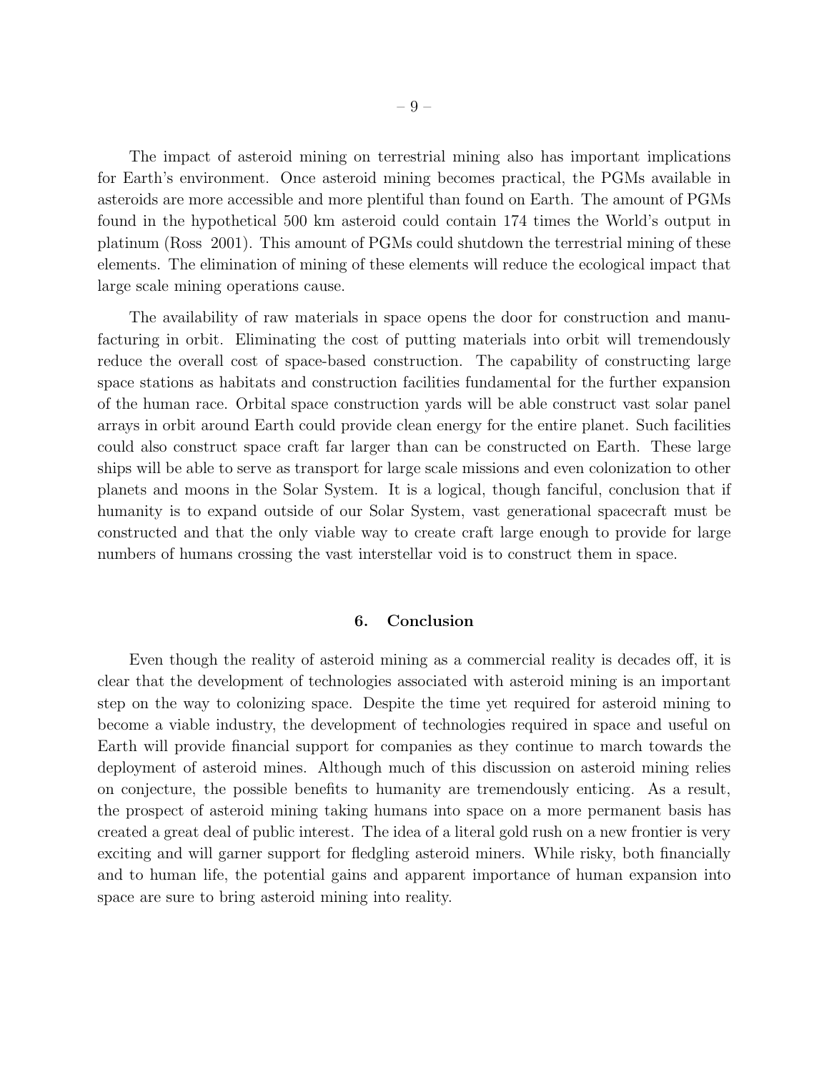The impact of asteroid mining on terrestrial mining also has important implications for Earth's environment. Once asteroid mining becomes practical, the PGMs available in asteroids are more accessible and more plentiful than found on Earth. The amount of PGMs found in the hypothetical 500 km asteroid could contain 174 times the World's output in platinum (Ross 2001). This amount of PGMs could shutdown the terrestrial mining of these elements. The elimination of mining of these elements will reduce the ecological impact that large scale mining operations cause.

The availability of raw materials in space opens the door for construction and manufacturing in orbit. Eliminating the cost of putting materials into orbit will tremendously reduce the overall cost of space-based construction. The capability of constructing large space stations as habitats and construction facilities fundamental for the further expansion of the human race. Orbital space construction yards will be able construct vast solar panel arrays in orbit around Earth could provide clean energy for the entire planet. Such facilities could also construct space craft far larger than can be constructed on Earth. These large ships will be able to serve as transport for large scale missions and even colonization to other planets and moons in the Solar System. It is a logical, though fanciful, conclusion that if humanity is to expand outside of our Solar System, vast generational spacecraft must be constructed and that the only viable way to create craft large enough to provide for large numbers of humans crossing the vast interstellar void is to construct them in space.

## 6. Conclusion

Even though the reality of asteroid mining as a commercial reality is decades off, it is clear that the development of technologies associated with asteroid mining is an important step on the way to colonizing space. Despite the time yet required for asteroid mining to become a viable industry, the development of technologies required in space and useful on Earth will provide financial support for companies as they continue to march towards the deployment of asteroid mines. Although much of this discussion on asteroid mining relies on conjecture, the possible benefits to humanity are tremendously enticing. As a result, the prospect of asteroid mining taking humans into space on a more permanent basis has created a great deal of public interest. The idea of a literal gold rush on a new frontier is very exciting and will garner support for fledgling asteroid miners. While risky, both financially and to human life, the potential gains and apparent importance of human expansion into space are sure to bring asteroid mining into reality.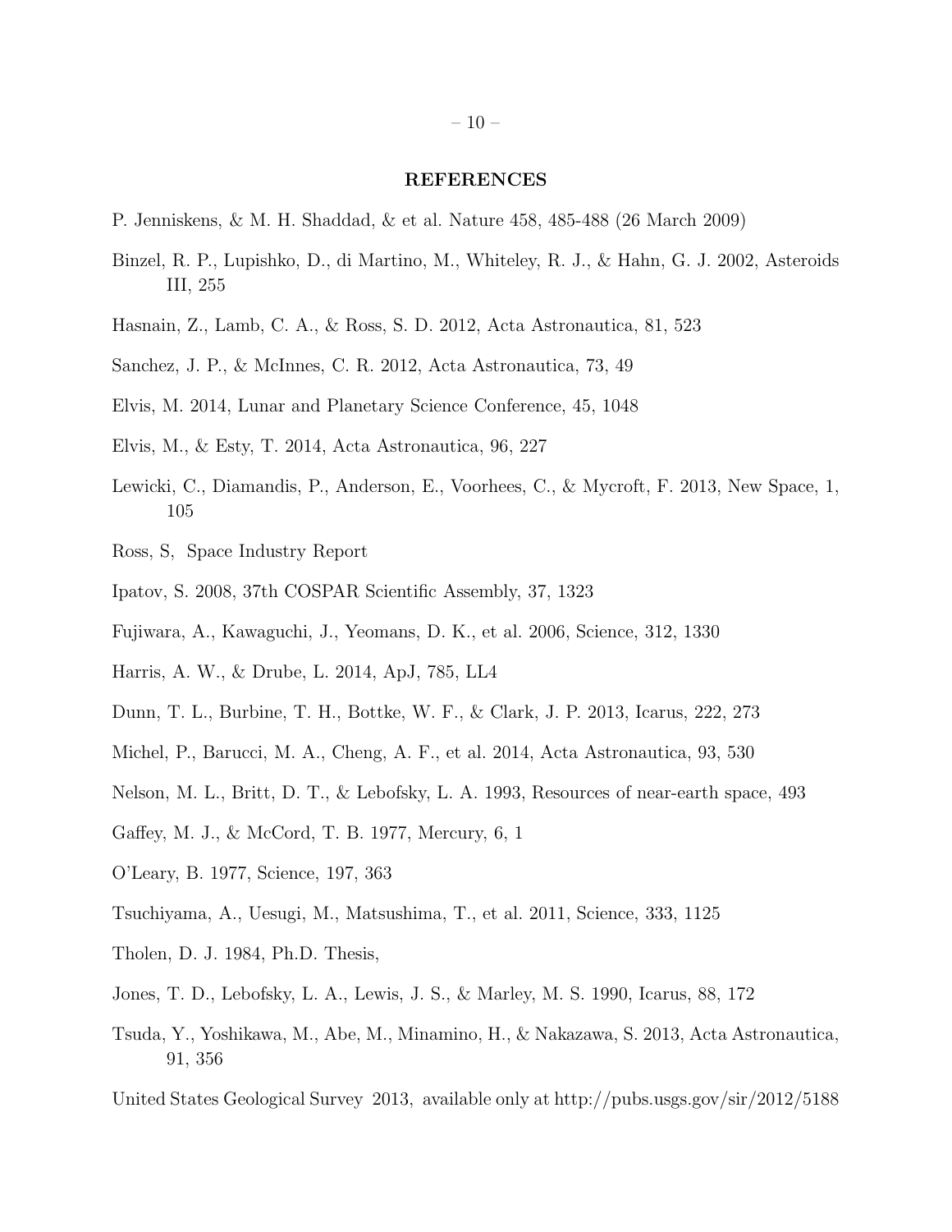## REFERENCES

P. Jenniskens, & M. H. Shaddad, & et al. Nature 458, 485-488 (26 March 2009)

Binzel, R. P., Lupishko, D., di Martino, M., Whiteley, R. J., & Hahn, G. J. 2002, Asteroids III, 255

Hasnain, Z., Lamb, C. A., & Ross, S. D. 2012, Acta Astronautica, 81, 523

Sanchez, J. P., & McInnes, C. R. 2012, Acta Astronautica, 73, 49

Elvis, M. 2014, Lunar and Planetary Science Conference, 45, 1048

Elvis, M., & Esty, T. 2014, Acta Astronautica, 96, 227

Lewicki, C., Diamandis, P., Anderson, E., Voorhees, C., & Mycroft, F. 2013, New Space, 1, 105

Ross, S, Space Industry Report

Ipatov, S. 2008, 37th COSPAR Scientific Assembly, 37, 1323

Fujiwara, A., Kawaguchi, J., Yeomans, D. K., et al. 2006, Science, 312, 1330

Harris, A. W., & Drube, L. 2014, ApJ, 785, LL4

Dunn, T. L., Burbine, T. H., Bottke, W. F., & Clark, J. P. 2013, Icarus, 222, 273

Michel, P., Barucci, M. A., Cheng, A. F., et al. 2014, Acta Astronautica, 93, 530

Nelson, M. L., Britt, D. T., & Lebofsky, L. A. 1993, Resources of near-earth space, 493

Gaffey, M. J., & McCord, T. B. 1977, Mercury, 6, 1

O'Leary, B. 1977, Science, 197, 363

Tsuchiyama, A., Uesugi, M., Matsushima, T., et al. 2011, Science, 333, 1125

Tholen, D. J. 1984, Ph.D. Thesis,

Jones, T. D., Lebofsky, L. A., Lewis, J. S., & Marley, M. S. 1990, Icarus, 88, 172

Tsuda, Y., Yoshikawa, M., Abe, M., Minamino, H., & Nakazawa, S. 2013, Acta Astronautica, 91, 356

United States Geological Survey 2013, available only at http://pubs.usgs.gov/sir/2012/5188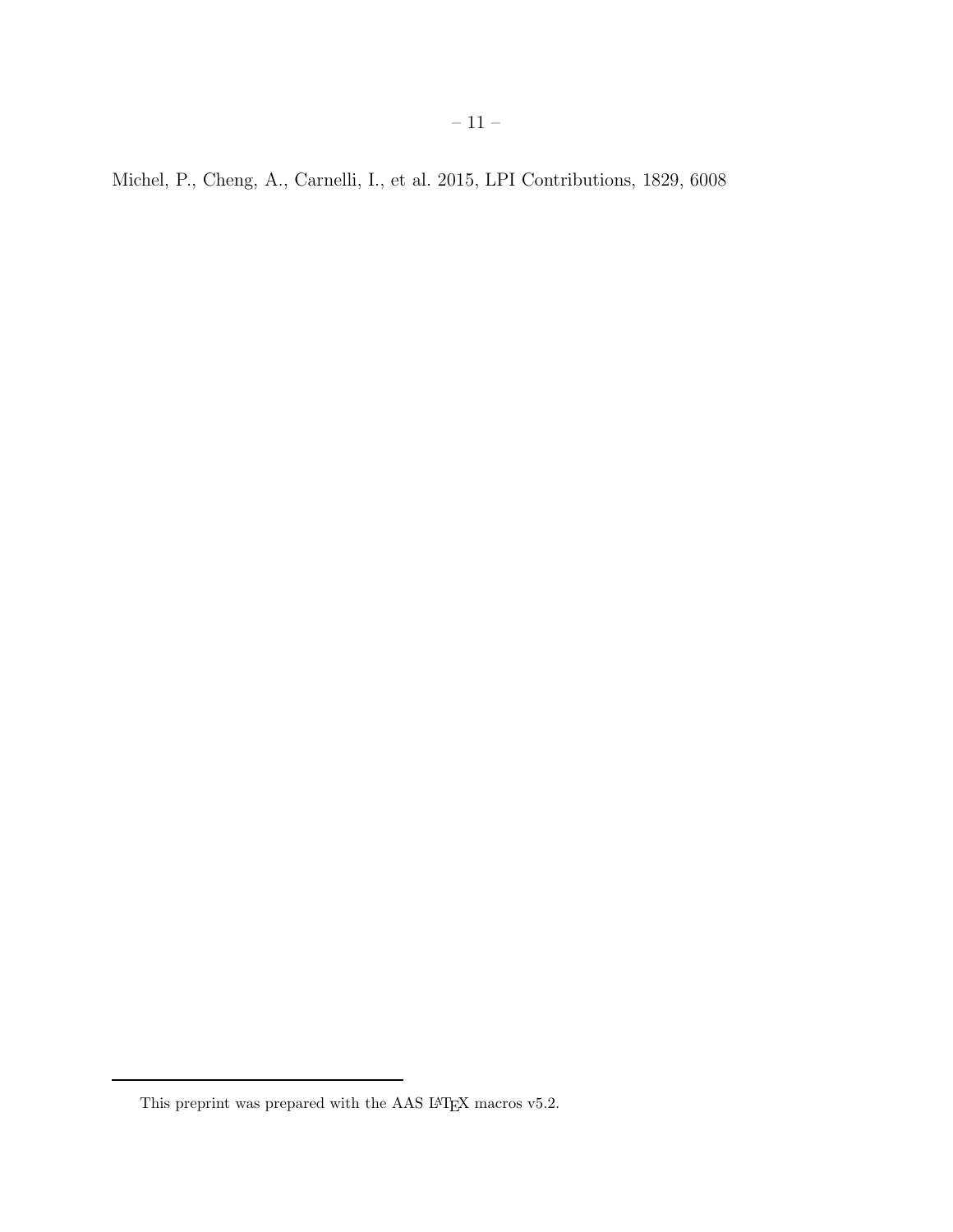Michel, P., Cheng, A., Carnelli, I., et al. 2015, LPI Contributions, 1829, 6008

This preprint was prepared with the AAS LATEX macros v5.2.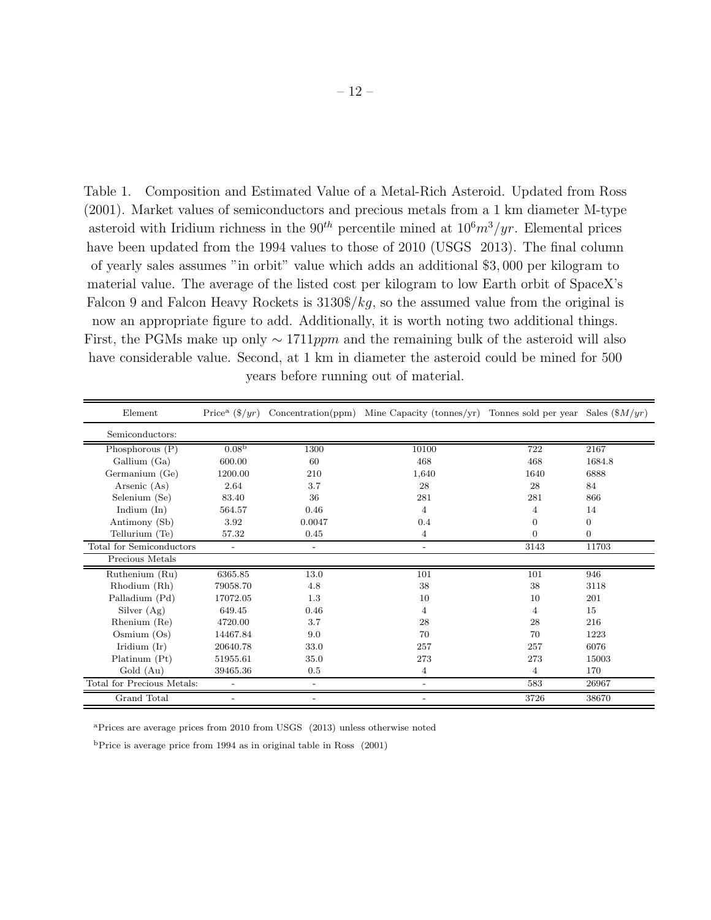Table 1. Composition and Estimated Value of a Metal-Rich Asteroid. Updated from Ross (2001). Market values of semiconductors and precious metals from a 1 km diameter M-type asteroid with Iridium richness in the $90^{th}$ percentile mined at $10^6 m^3/yr$. Elemental prices have been updated from the 1994 values to those of 2010 (USGS 2013). The final column of yearly sales assumes "in orbit" value which adds an additional \$3,000 per kilogram to material value. The average of the listed cost per kilogram to low Earth orbit of SpaceX's Falcon 9 and Falcon Heavy Rockets is $3130\$/kg$, so the assumed value from the original is now an appropriate figure to add. Additionally, it is worth noting two additional things. First, the PGMs make up only $\sim 1711ppm$ and the remaining bulk of the asteroid will also have considerable value. Second, at 1 km in diameter the asteroid could be mined for 500 years before running out of material.

| Element | Price[a] ($\$/yr$) | Concentration(ppm) | Mine Capacity (tonnes/yr) | Tonnes sold per year | Sales ($\$M/yr$) |
|---|---|---|---|---|---|
| Semiconductors: | | | | | |
| Phosphorous (P) | 0.08[b] | 1300 | 10100 | 722 | 2167 |
| Gallium (Ga) | 600.00 | 60 | 468 | 468 | 1684.8 |
| Germanium (Ge) | 1200.00 | 210 | 1,640 | 1640 | 6888 |
| Arsenic (As) | 2.64 | 3.7 | 28 | 28 | 84 |
| Selenium (Se) | 83.40 | 36 | 281 | 281 | 866 |
| Indium (In) | 564.57 | 0.46 | 4 | 4 | 14 |
| Antimony (Sb) | 3.92 | 0.0047 | 0.4 | 0 | 0 |
| Tellurium (Te) | 57.32 | 0.45 | 4 | 0 | 0 |
| Total for Semiconductors | - | - | - | 3143 | 11703 |
| Precious Metals | | | | | |
| Ruthenium (Ru) | 6365.85 | 13.0 | 101 | 101 | 946 |
| Rhodium (Rh) | 79058.70 | 4.8 | 38 | 38 | 3118 |
| Palladium (Pd) | 17072.05 | 1.3 | 10 | 10 | 201 |
| Silver (Ag) | 649.45 | 0.46 | 4 | 4 | 15 |
| Rhenium (Re) | 4720.00 | 3.7 | 28 | 28 | 216 |
| Osmium (Os) | 14467.84 | 9.0 | 70 | 70 | 1223 |
| Iridium (Ir) | 20640.78 | 33.0 | 257 | 257 | 6076 |
| Platinum (Pt) | 51955.61 | 35.0 | 273 | 273 | 15003 |
| Gold (Au) | 39465.36 | 0.5 | 4 | 4 | 170 |
| Total for Precious Metals: | - | - | - | 583 | 26967 |
| Grand Total | - | - | - | 3726 | 38670 |

[a]Prices are average prices from 2010 from USGS (2013) unless otherwise noted

[b]Price is average price from 1994 as in original table in Ross (2001)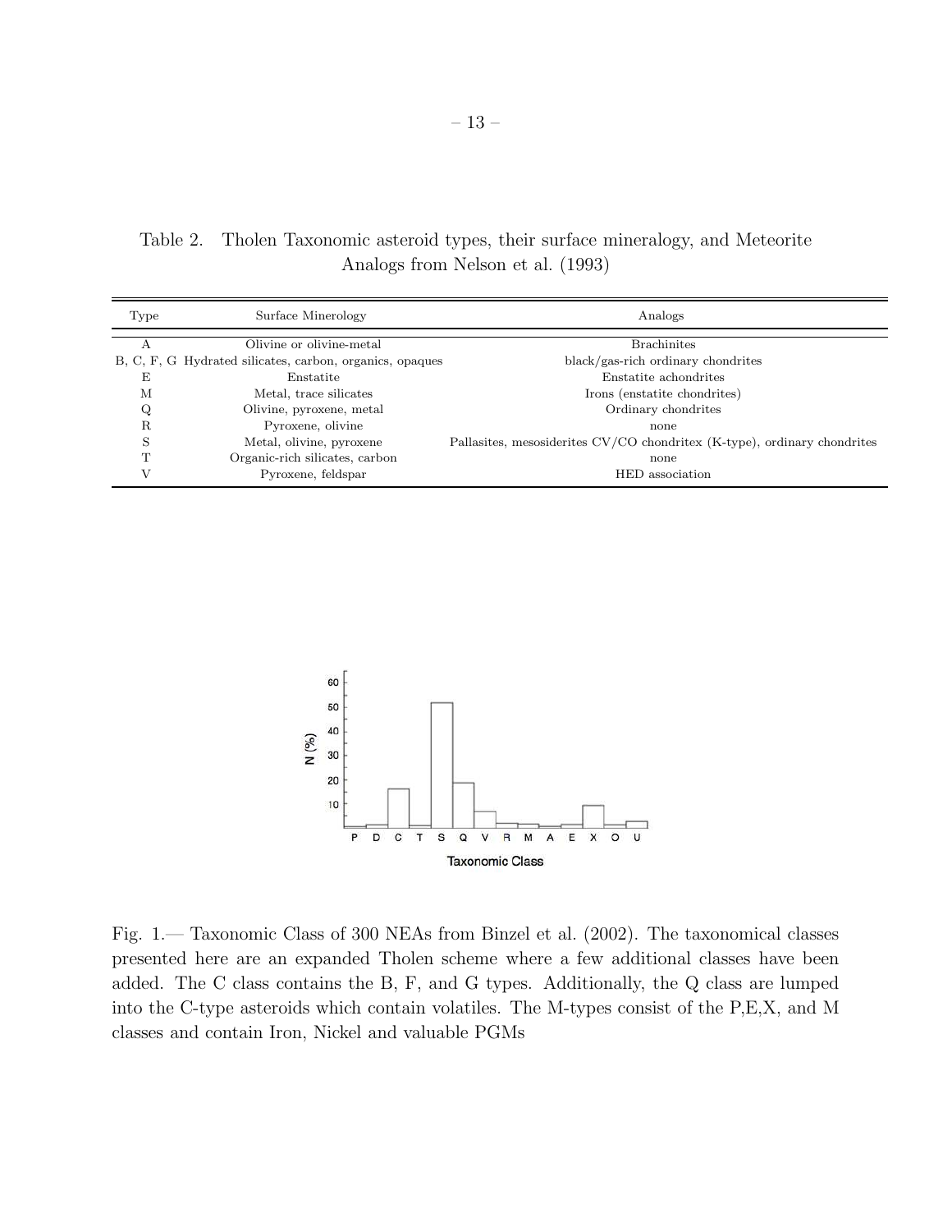Table 2. Tholen Taxonomic asteroid types, their surface mineralogy, and Meteorite Analogs from Nelson et al. (1993)

| Type | Surface Minerology | Analogs |
|---|---|---|
| A | Olivine or olivine-metal | Brachinites |
| B, C, F, G | Hydrated silicates, carbon, organics, opaques | black/gas-rich ordinary chondrites |
| E | Enstatite | Enstatite achondrites |
| M | Metal, trace silicates | Irons (enstatite chondrites) |
| Q | Olivine, pyroxene, metal | Ordinary chondrites |
| R | Pyroxene, olivine | none |
| S | Metal, olivine, pyroxene | Pallasites, mesosiderites CV/CO chondritex (K-type), ordinary chondrites |
| T | Organic-rich silicates, carbon | none |
| V | Pyroxene, feldspar | HED association |

Fig. 1.— Taxonomic Class of 300 NEAs from Binzel et al. (2002). The taxonomical classes presented here are an expanded Tholen scheme where a few additional classes have been added. The C class contains the B, F, and G types. Additionally, the Q class are lumped into the C-type asteroids which contain volatiles. The M-types consist of the P,E,X, and M classes and contain Iron, Nickel and valuable PGMs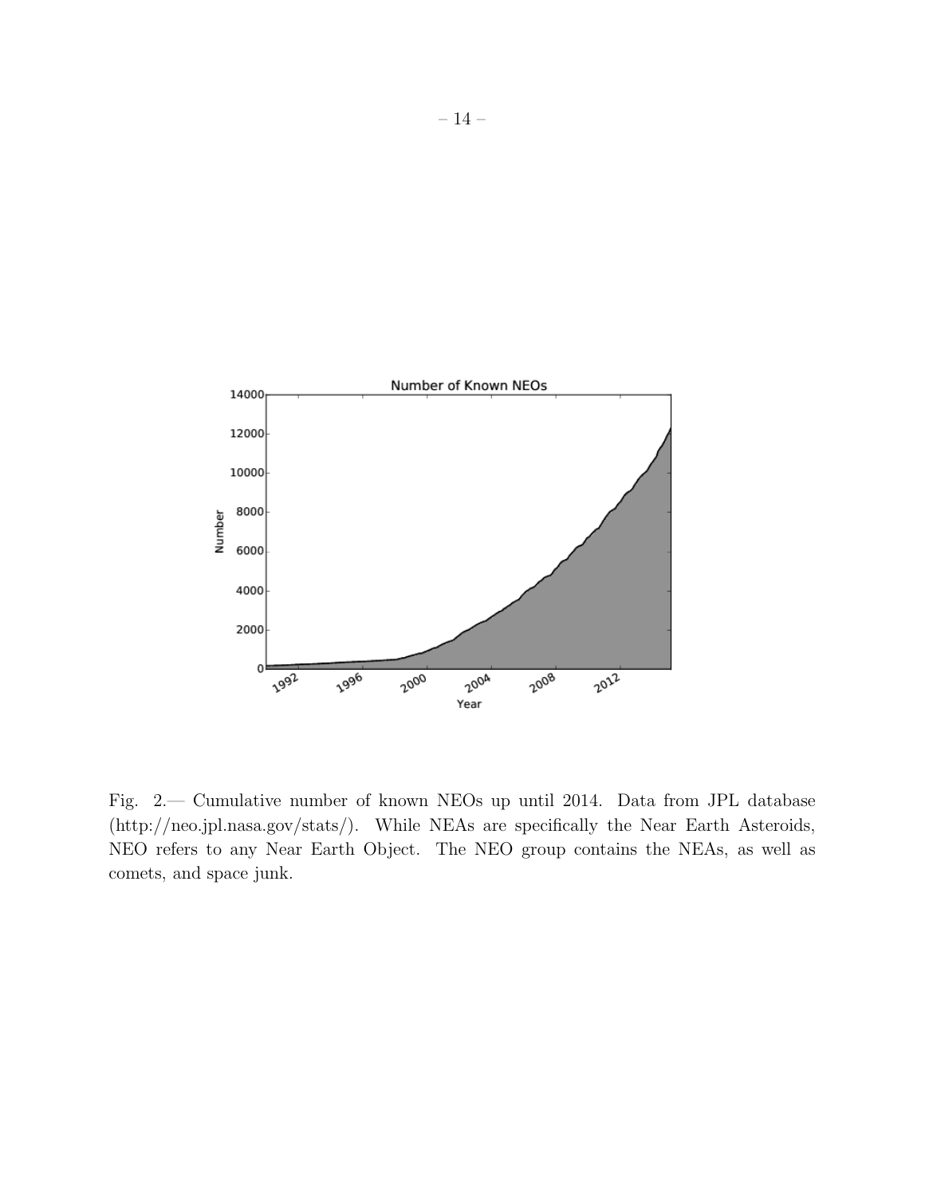Fig. 2.— Cumulative number of known NEOs up until 2014. Data from JPL database (http://neo.jpl.nasa.gov/stats/). While NEAs are specifically the Near Earth Asteroids, NEO refers to any Near Earth Object. The NEO group contains the NEAs, as well as comets, and space junk.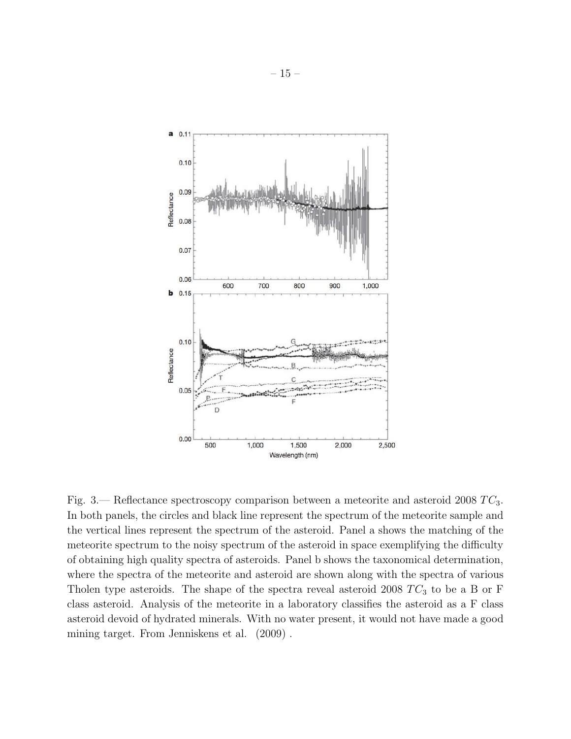Fig. 3.— Reflectance spectroscopy comparison between a meteorite and asteroid 2008 $TC_3$. In both panels, the circles and black line represent the spectrum of the meteorite sample and the vertical lines represent the spectrum of the asteroid. Panel a shows the matching of the meteorite spectrum to the noisy spectrum of the asteroid in space exemplifying the difficulty of obtaining high quality spectra of asteroids. Panel b shows the taxonomical determination, where the spectra of the meteorite and asteroid are shown along with the spectra of various Tholen type asteroids. The shape of the spectra reveal asteroid 2008 $TC_3$ to be a B or F class asteroid. Analysis of the meteorite in a laboratory classifies the asteroid as a F class asteroid devoid of hydrated minerals. With no water present, it would not have made a good mining target. From Jenniskens et al. (2009) .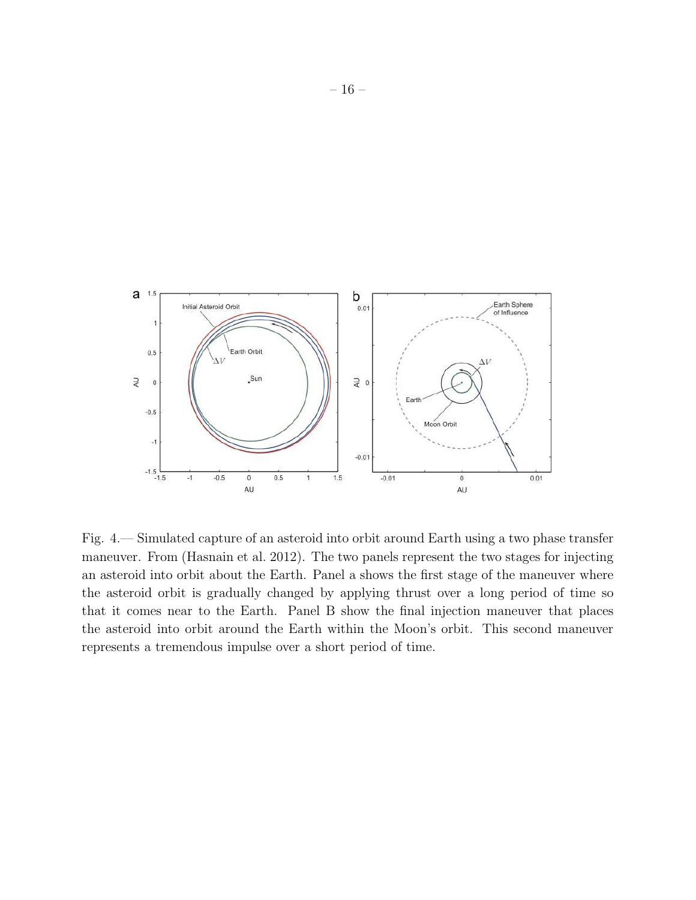a

Initial Asteroid Orbit

Earth Orbit

$\Delta V$

Sun

AU

1.5
1
0.5
0
-0.5
-1
-1.5

-1.5 -1 -0.5 0 0.5 1 1.5

AU

b

Earth Sphere of Influence

$\Delta V$

Earth

Moon Orbit

AU

0.01
0
-0.01

-0.01 0 0.01

AU

Fig. 4.— Simulated capture of an asteroid into orbit around Earth using a two phase transfer maneuver. From (Hasnain et al. 2012). The two panels represent the two stages for injecting an asteroid into orbit about the Earth. Panel a shows the first stage of the maneuver where the asteroid orbit is gradually changed by applying thrust over a long period of time so that it comes near to the Earth. Panel B show the final injection maneuver that places the asteroid into orbit around the Earth within the Moon's orbit. This second maneuver represents a tremendous impulse over a short period of time.